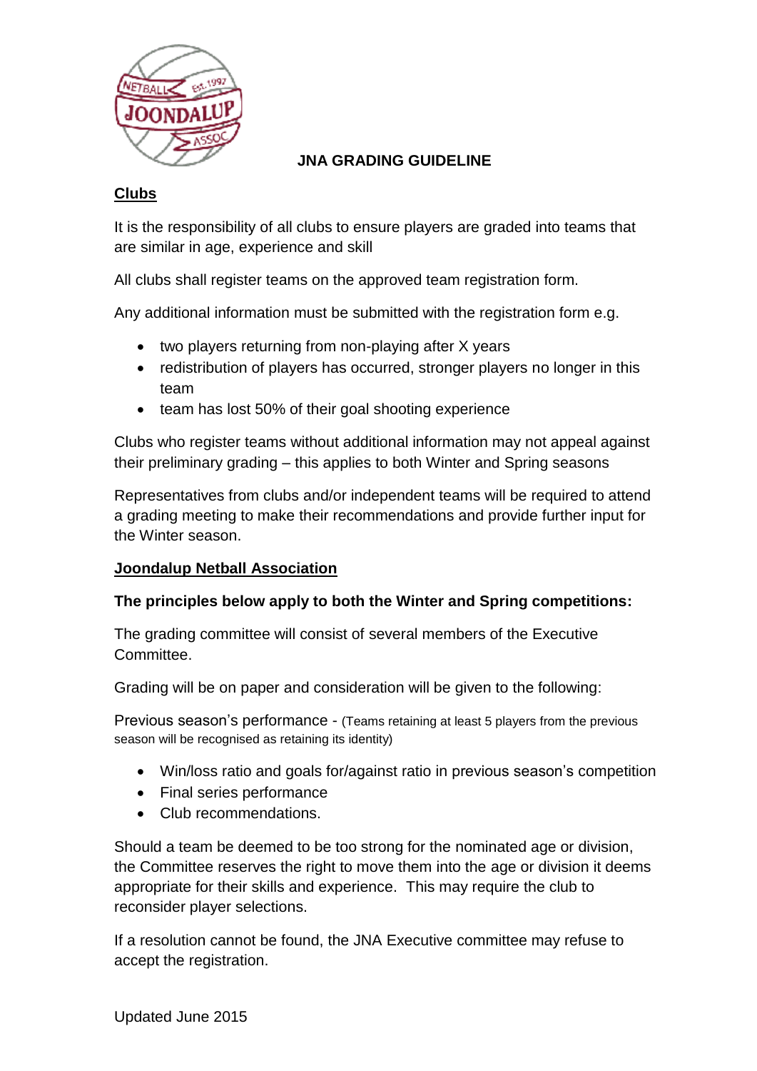# JNA GRADING GUIDELINE

## Clubs

It is the responsibility of all clubs to ensure players are graded into teams that are similar in age, experience and skill

All clubs shall register teams on the approved team registration form.

Any additional information must be submitted with the registration form e.g.

- two players returning from non-playing after X years
- redistribution of players has occurred, stronger players no longer in this team
- team has lost 50% of their goal shooting experience

Clubs who register teams without additional information may not appeal against their preliminary grading – this applies to both Winter and Spring seasons

Representatives from clubs and/or independent teams will be required to attend a grading meeting to make their recommendations and provide further input for the Winter season.

## Joondalup Netball Association

**The principles below apply to both the Winter and Spring competitions:**

The grading committee will consist of several members of the Executive Committee.

Grading will be on paper and consideration will be given to the following:

Previous season's performance - (Teams retaining at least 5 players from the previous season will be recognised as retaining its identity)

- Win/loss ratio and goals for/against ratio in previous season's competition
- Final series performance
- Club recommendations.

Should a team be deemed to be too strong for the nominated age or division, the Committee reserves the right to move them into the age or division it deems appropriate for their skills and experience. This may require the club to reconsider player selections.

If a resolution cannot be found, the JNA Executive committee may refuse to accept the registration.

Updated June 2015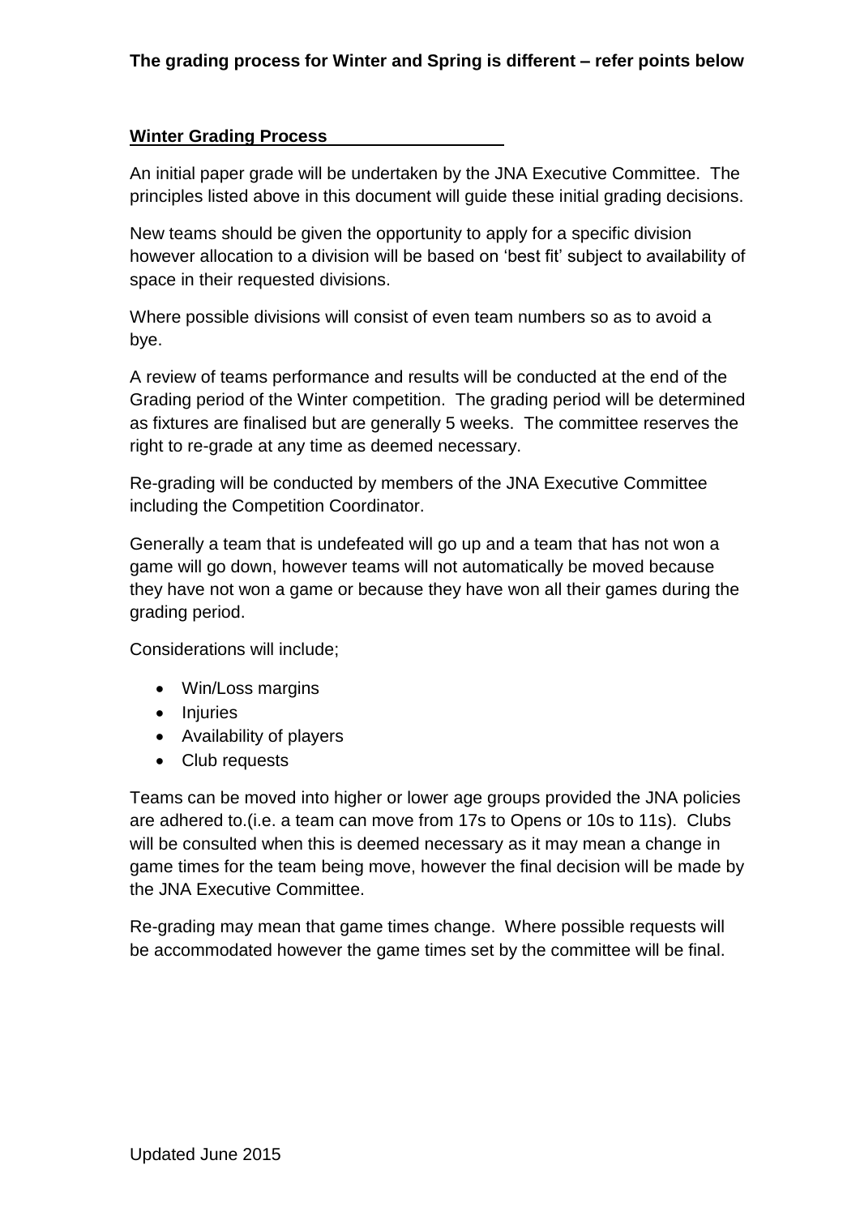**The grading process for Winter and Spring is different – refer points below**

## Winter Grading Process

An initial paper grade will be undertaken by the JNA Executive Committee. The principles listed above in this document will guide these initial grading decisions.

New teams should be given the opportunity to apply for a specific division however allocation to a division will be based on 'best fit' subject to availability of space in their requested divisions.

Where possible divisions will consist of even team numbers so as to avoid a bye.

A review of teams performance and results will be conducted at the end of the Grading period of the Winter competition. The grading period will be determined as fixtures are finalised but are generally 5 weeks. The committee reserves the right to re-grade at any time as deemed necessary.

Re-grading will be conducted by members of the JNA Executive Committee including the Competition Coordinator.

Generally a team that is undefeated will go up and a team that has not won a game will go down, however teams will not automatically be moved because they have not won a game or because they have won all their games during the grading period.

Considerations will include;

- Win/Loss margins
- Injuries
- Availability of players
- Club requests

Teams can be moved into higher or lower age groups provided the JNA policies are adhered to.(i.e. a team can move from 17s to Opens or 10s to 11s). Clubs will be consulted when this is deemed necessary as it may mean a change in game times for the team being move, however the final decision will be made by the JNA Executive Committee.

Re-grading may mean that game times change. Where possible requests will be accommodated however the game times set by the committee will be final.

Updated June 2015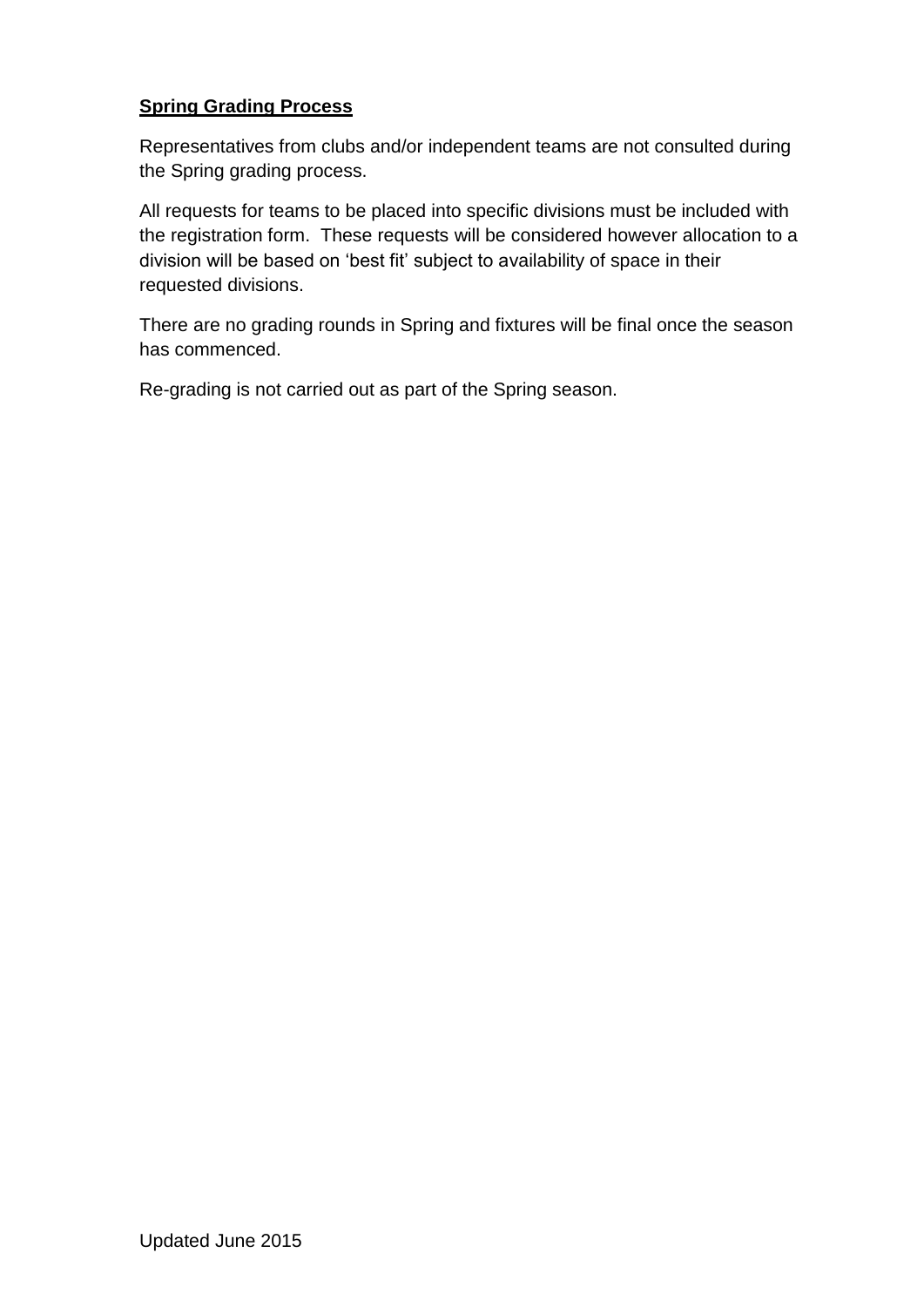**<u>Spring Grading Process</u>**

Representatives from clubs and/or independent teams are not consulted during the Spring grading process.

All requests for teams to be placed into specific divisions must be included with the registration form. These requests will be considered however allocation to a division will be based on 'best fit' subject to availability of space in their requested divisions.

There are no grading rounds in Spring and fixtures will be final once the season has commenced.

Re-grading is not carried out as part of the Spring season.

Updated June 2015